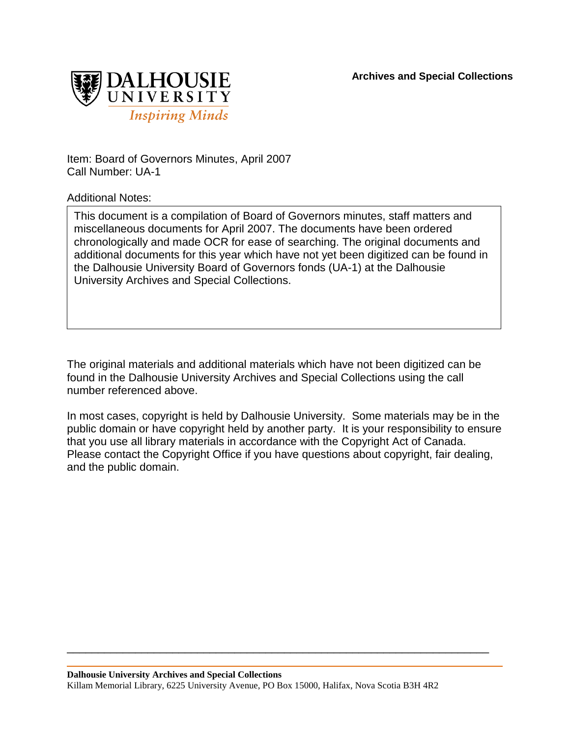Archives and Special Collections

DALHOUSIE UNIVERSITY
*Inspiring Minds*

Item: Board of Governors Minutes, April 2007
Call Number: UA-1

Additional Notes:

This document is a compilation of Board of Governors minutes, staff matters and miscellaneous documents for April 2007. The documents have been ordered chronologically and made OCR for ease of searching. The original documents and additional documents for this year which have not yet been digitized can be found in the Dalhousie University Board of Governors fonds (UA-1) at the Dalhousie University Archives and Special Collections.

The original materials and additional materials which have not been digitized can be found in the Dalhousie University Archives and Special Collections using the call number referenced above.

In most cases, copyright is held by Dalhousie University. Some materials may be in the public domain or have copyright held by another party. It is your responsibility to ensure that you use all library materials in accordance with the Copyright Act of Canada. Please contact the Copyright Office if you have questions about copyright, fair dealing, and the public domain.

**Dalhousie University Archives and Special Collections**
Killam Memorial Library, 6225 University Avenue, PO Box 15000, Halifax, Nova Scotia B3H 4R2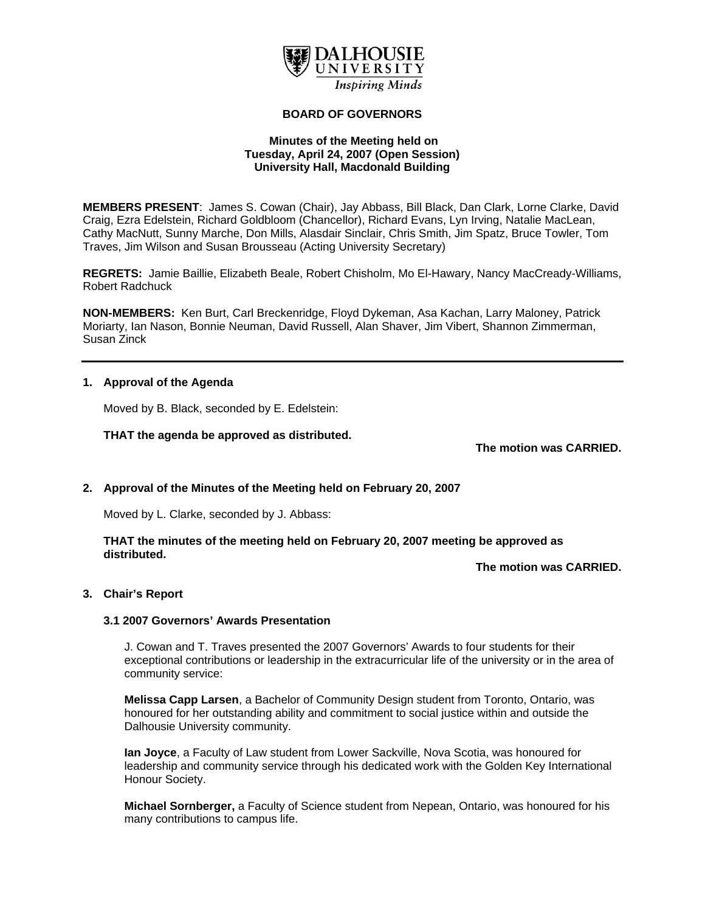**DALHOUSIE UNIVERSITY**
*Inspiring Minds*

**BOARD OF GOVERNORS**

**Minutes of the Meeting held on**
**Tuesday, April 24, 2007 (Open Session)**
**University Hall, Macdonald Building**

**MEMBERS PRESENT**: James S. Cowan (Chair), Jay Abbass, Bill Black, Dan Clark, Lorne Clarke, David Craig, Ezra Edelstein, Richard Goldbloom (Chancellor), Richard Evans, Lyn Irving, Natalie MacLean, Cathy MacNutt, Sunny Marche, Don Mills, Alasdair Sinclair, Chris Smith, Jim Spatz, Bruce Towler, Tom Traves, Jim Wilson and Susan Brousseau (Acting University Secretary)

**REGRETS:** Jamie Baillie, Elizabeth Beale, Robert Chisholm, Mo El-Hawary, Nancy MacCready-Williams, Robert Radchuck

**NON-MEMBERS:** Ken Burt, Carl Breckenridge, Floyd Dykeman, Asa Kachan, Larry Maloney, Patrick Moriarty, Ian Nason, Bonnie Neuman, David Russell, Alan Shaver, Jim Vibert, Shannon Zimmerman, Susan Zinck

---

**1. Approval of the Agenda**

Moved by B. Black, seconded by E. Edelstein:

**THAT the agenda be approved as distributed.**

**The motion was CARRIED.**

**2. Approval of the Minutes of the Meeting held on February 20, 2007**

Moved by L. Clarke, seconded by J. Abbass:

**THAT the minutes of the meeting held on February 20, 2007 meeting be approved as distributed.**

**The motion was CARRIED.**

**3. Chair's Report**

**3.1 2007 Governors' Awards Presentation**

J. Cowan and T. Traves presented the 2007 Governors' Awards to four students for their exceptional contributions or leadership in the extracurricular life of the university or in the area of community service:

**Melissa Capp Larsen**, a Bachelor of Community Design student from Toronto, Ontario, was honoured for her outstanding ability and commitment to social justice within and outside the Dalhousie University community.

**Ian Joyce**, a Faculty of Law student from Lower Sackville, Nova Scotia, was honoured for leadership and community service through his dedicated work with the Golden Key International Honour Society.

**Michael Sornberger,** a Faculty of Science student from Nepean, Ontario, was honoured for his many contributions to campus life.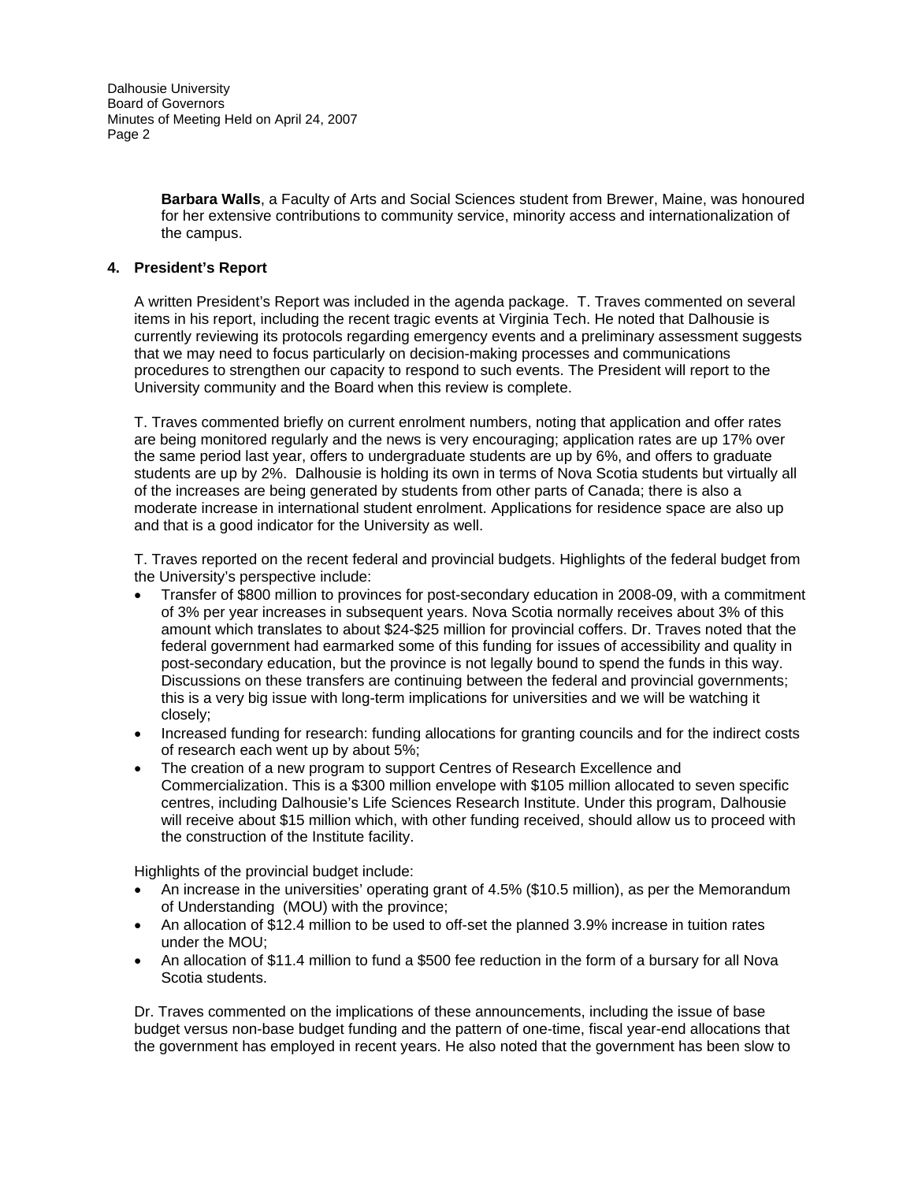**Barbara Walls**, a Faculty of Arts and Social Sciences student from Brewer, Maine, was honoured for her extensive contributions to community service, minority access and internationalization of the campus.

## 4. President's Report

A written President's Report was included in the agenda package. T. Traves commented on several items in his report, including the recent tragic events at Virginia Tech. He noted that Dalhousie is currently reviewing its protocols regarding emergency events and a preliminary assessment suggests that we may need to focus particularly on decision-making processes and communications procedures to strengthen our capacity to respond to such events. The President will report to the University community and the Board when this review is complete.

T. Traves commented briefly on current enrolment numbers, noting that application and offer rates are being monitored regularly and the news is very encouraging; application rates are up 17% over the same period last year, offers to undergraduate students are up by 6%, and offers to graduate students are up by 2%. Dalhousie is holding its own in terms of Nova Scotia students but virtually all of the increases are being generated by students from other parts of Canada; there is also a moderate increase in international student enrolment. Applications for residence space are also up and that is a good indicator for the University as well.

T. Traves reported on the recent federal and provincial budgets. Highlights of the federal budget from the University's perspective include:

- Transfer of $800 million to provinces for post-secondary education in 2008-09, with a commitment of 3% per year increases in subsequent years. Nova Scotia normally receives about 3% of this amount which translates to about $24-$25 million for provincial coffers. Dr. Traves noted that the federal government had earmarked some of this funding for issues of accessibility and quality in post-secondary education, but the province is not legally bound to spend the funds in this way. Discussions on these transfers are continuing between the federal and provincial governments; this is a very big issue with long-term implications for universities and we will be watching it closely;
- Increased funding for research: funding allocations for granting councils and for the indirect costs of research each went up by about 5%;
- The creation of a new program to support Centres of Research Excellence and Commercialization. This is a $300 million envelope with $105 million allocated to seven specific centres, including Dalhousie's Life Sciences Research Institute. Under this program, Dalhousie will receive about $15 million which, with other funding received, should allow us to proceed with the construction of the Institute facility.

Highlights of the provincial budget include:

- An increase in the universities' operating grant of 4.5% ($10.5 million), as per the Memorandum of Understanding (MOU) with the province;
- An allocation of $12.4 million to be used to off-set the planned 3.9% increase in tuition rates under the MOU;
- An allocation of $11.4 million to fund a $500 fee reduction in the form of a bursary for all Nova Scotia students.

Dr. Traves commented on the implications of these announcements, including the issue of base budget versus non-base budget funding and the pattern of one-time, fiscal year-end allocations that the government has employed in recent years. He also noted that the government has been slow to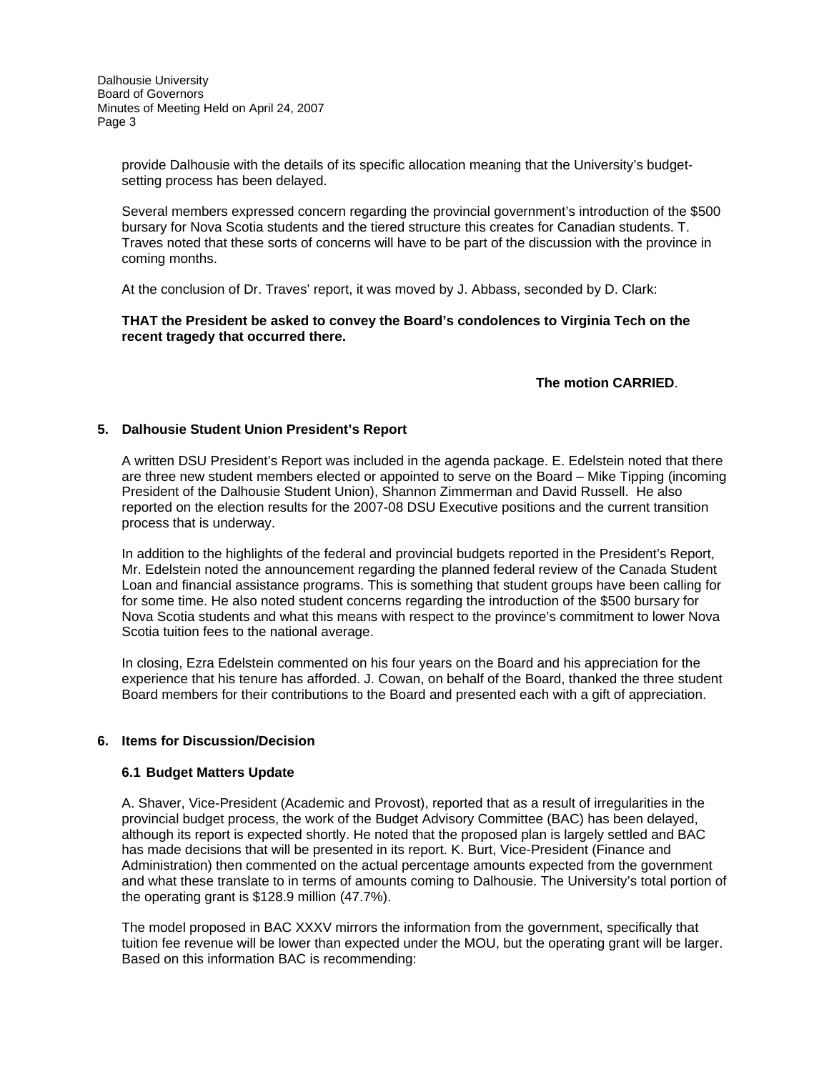provide Dalhousie with the details of its specific allocation meaning that the University's budget-setting process has been delayed.

Several members expressed concern regarding the provincial government's introduction of the $500 bursary for Nova Scotia students and the tiered structure this creates for Canadian students. T. Traves noted that these sorts of concerns will have to be part of the discussion with the province in coming months.

At the conclusion of Dr. Traves' report, it was moved by J. Abbass, seconded by D. Clark:

**THAT the President be asked to convey the Board's condolences to Virginia Tech on the recent tragedy that occurred there.**

**The motion CARRIED**.

## 5. Dalhousie Student Union President's Report

A written DSU President's Report was included in the agenda package. E. Edelstein noted that there are three new student members elected or appointed to serve on the Board – Mike Tipping (incoming President of the Dalhousie Student Union), Shannon Zimmerman and David Russell. He also reported on the election results for the 2007-08 DSU Executive positions and the current transition process that is underway.

In addition to the highlights of the federal and provincial budgets reported in the President's Report, Mr. Edelstein noted the announcement regarding the planned federal review of the Canada Student Loan and financial assistance programs. This is something that student groups have been calling for for some time. He also noted student concerns regarding the introduction of the $500 bursary for Nova Scotia students and what this means with respect to the province's commitment to lower Nova Scotia tuition fees to the national average.

In closing, Ezra Edelstein commented on his four years on the Board and his appreciation for the experience that his tenure has afforded. J. Cowan, on behalf of the Board, thanked the three student Board members for their contributions to the Board and presented each with a gift of appreciation.

## 6. Items for Discussion/Decision

### 6.1 Budget Matters Update

A. Shaver, Vice-President (Academic and Provost), reported that as a result of irregularities in the provincial budget process, the work of the Budget Advisory Committee (BAC) has been delayed, although its report is expected shortly. He noted that the proposed plan is largely settled and BAC has made decisions that will be presented in its report. K. Burt, Vice-President (Finance and Administration) then commented on the actual percentage amounts expected from the government and what these translate to in terms of amounts coming to Dalhousie. The University's total portion of the operating grant is $128.9 million (47.7%).

The model proposed in BAC XXXV mirrors the information from the government, specifically that tuition fee revenue will be lower than expected under the MOU, but the operating grant will be larger. Based on this information BAC is recommending: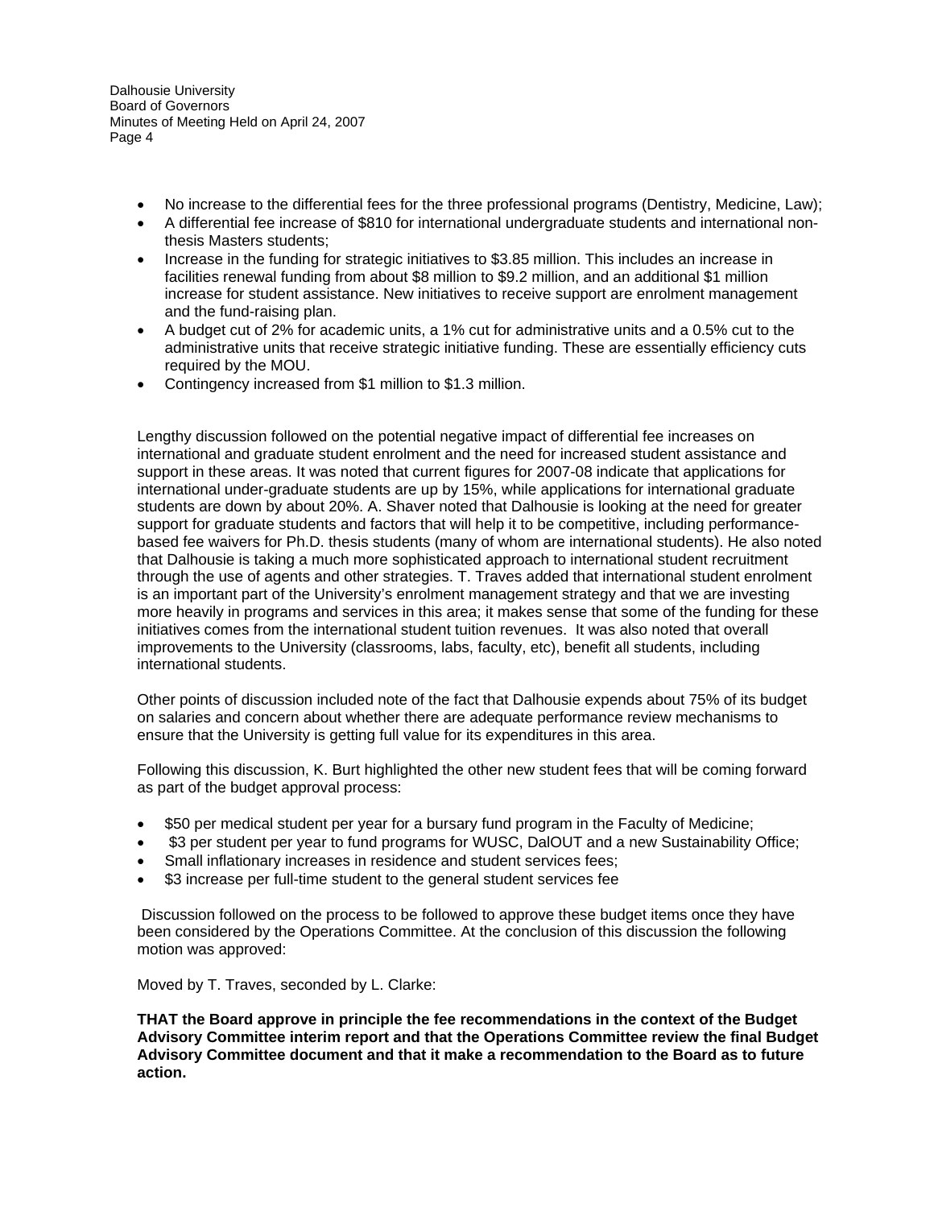- No increase to the differential fees for the three professional programs (Dentistry, Medicine, Law);
- A differential fee increase of $810 for international undergraduate students and international non-thesis Masters students;
- Increase in the funding for strategic initiatives to $3.85 million. This includes an increase in facilities renewal funding from about $8 million to $9.2 million, and an additional $1 million increase for student assistance. New initiatives to receive support are enrolment management and the fund-raising plan.
- A budget cut of 2% for academic units, a 1% cut for administrative units and a 0.5% cut to the administrative units that receive strategic initiative funding. These are essentially efficiency cuts required by the MOU.
- Contingency increased from $1 million to $1.3 million.

Lengthy discussion followed on the potential negative impact of differential fee increases on international and graduate student enrolment and the need for increased student assistance and support in these areas. It was noted that current figures for 2007-08 indicate that applications for international under-graduate students are up by 15%, while applications for international graduate students are down by about 20%. A. Shaver noted that Dalhousie is looking at the need for greater support for graduate students and factors that will help it to be competitive, including performance-based fee waivers for Ph.D. thesis students (many of whom are international students). He also noted that Dalhousie is taking a much more sophisticated approach to international student recruitment through the use of agents and other strategies. T. Traves added that international student enrolment is an important part of the University's enrolment management strategy and that we are investing more heavily in programs and services in this area; it makes sense that some of the funding for these initiatives comes from the international student tuition revenues. It was also noted that overall improvements to the University (classrooms, labs, faculty, etc), benefit all students, including international students.

Other points of discussion included note of the fact that Dalhousie expends about 75% of its budget on salaries and concern about whether there are adequate performance review mechanisms to ensure that the University is getting full value for its expenditures in this area.

Following this discussion, K. Burt highlighted the other new student fees that will be coming forward as part of the budget approval process:

- $50 per medical student per year for a bursary fund program in the Faculty of Medicine;
- $3 per student per year to fund programs for WUSC, DalOUT and a new Sustainability Office;
- Small inflationary increases in residence and student services fees;
- $3 increase per full-time student to the general student services fee

Discussion followed on the process to be followed to approve these budget items once they have been considered by the Operations Committee. At the conclusion of this discussion the following motion was approved:

Moved by T. Traves, seconded by L. Clarke:

**THAT the Board approve in principle the fee recommendations in the context of the Budget Advisory Committee interim report and that the Operations Committee review the final Budget Advisory Committee document and that it make a recommendation to the Board as to future action.**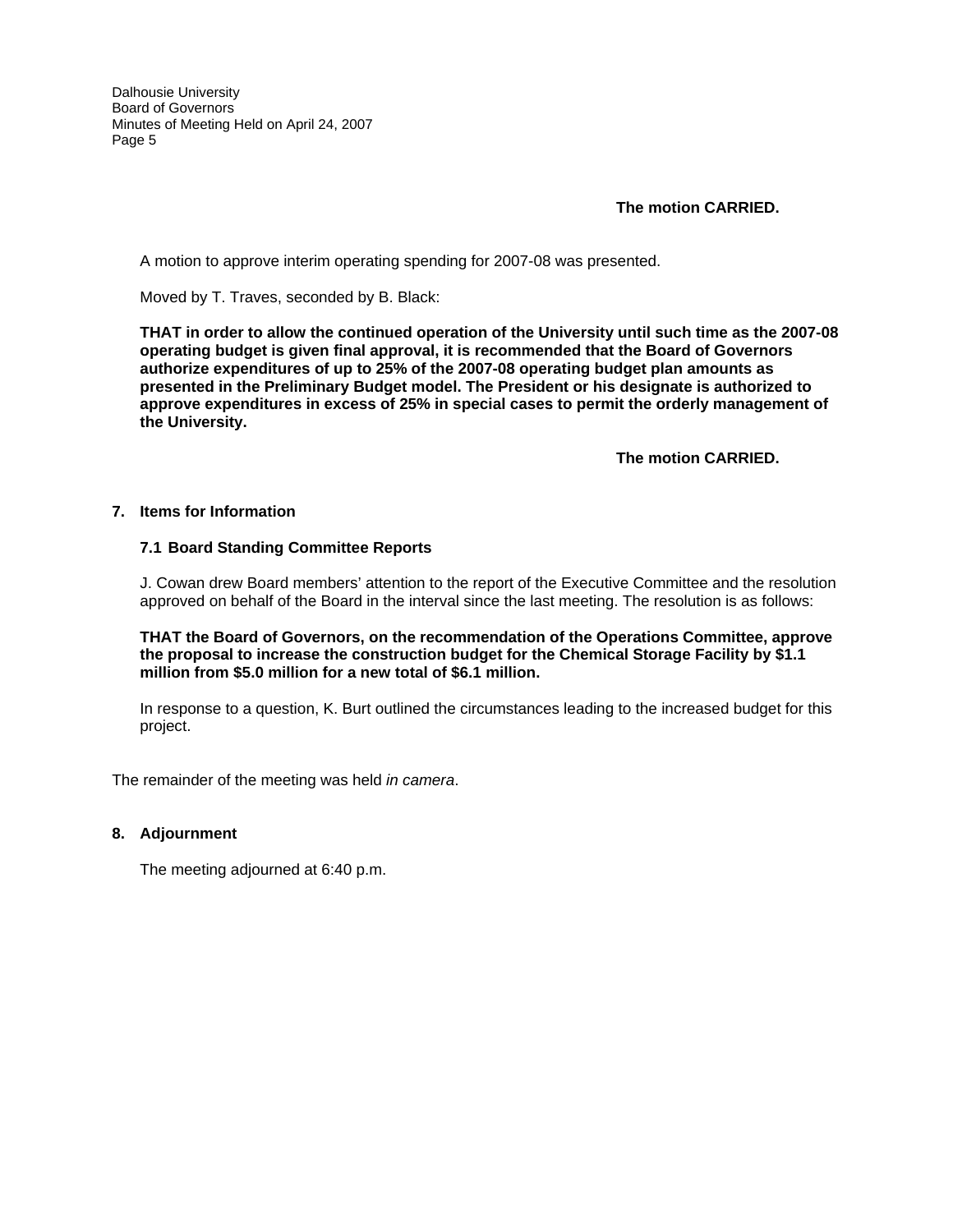**The motion CARRIED.**

A motion to approve interim operating spending for 2007-08 was presented.

Moved by T. Traves, seconded by B. Black:

**THAT in order to allow the continued operation of the University until such time as the 2007-08 operating budget is given final approval, it is recommended that the Board of Governors authorize expenditures of up to 25% of the 2007-08 operating budget plan amounts as presented in the Preliminary Budget model. The President or his designate is authorized to approve expenditures in excess of 25% in special cases to permit the orderly management of the University.**

**The motion CARRIED.**

## 7. Items for Information

### 7.1 Board Standing Committee Reports

J. Cowan drew Board members' attention to the report of the Executive Committee and the resolution approved on behalf of the Board in the interval since the last meeting. The resolution is as follows:

**THAT the Board of Governors, on the recommendation of the Operations Committee, approve the proposal to increase the construction budget for the Chemical Storage Facility by $1.1 million from $5.0 million for a new total of $6.1 million.**

In response to a question, K. Burt outlined the circumstances leading to the increased budget for this project.

The remainder of the meeting was held *in camera*.

## 8. Adjournment

The meeting adjourned at 6:40 p.m.